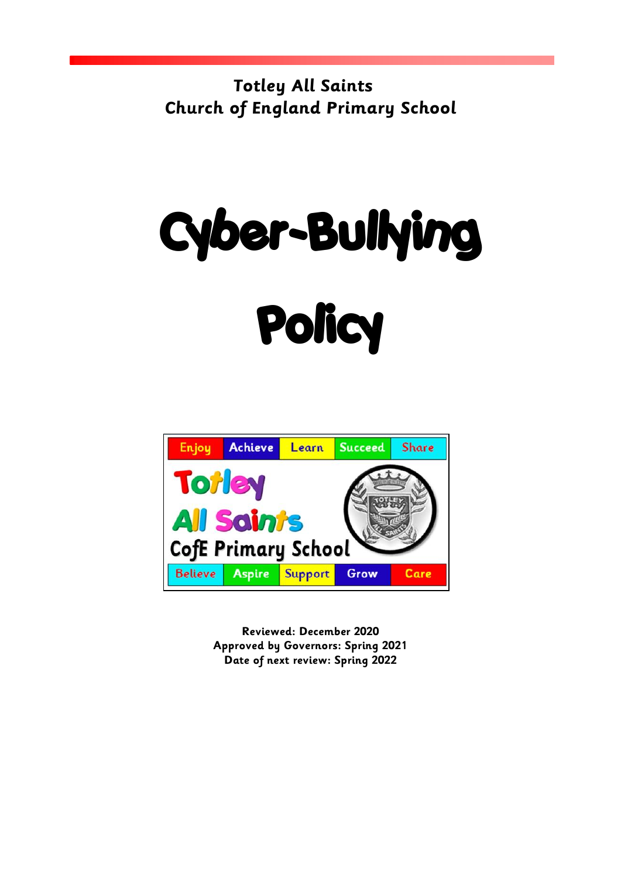**Totley All Saints**
**Church of England Primary School**

# Cyber-Bullying Policy

Enjoy | Achieve | Learn | Succeed | Share

Totley All Saints CofE Primary School

Believe | Aspire | Support | Grow | Care

**Reviewed: December 2020**
**Approved by Governors: Spring 2021**
**Date of next review: Spring 2022**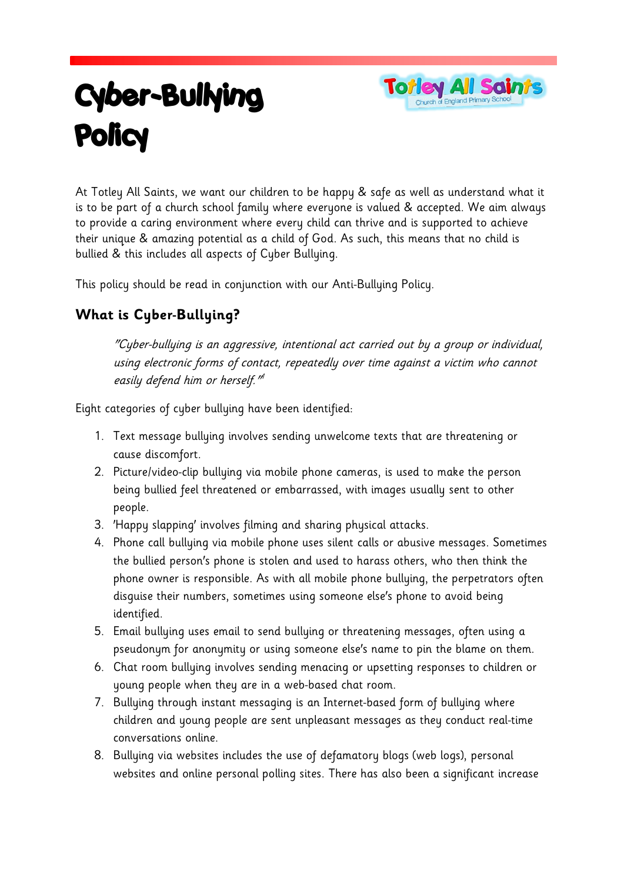# Cyber-Bullying Policy

At Totley All Saints, we want our children to be happy & safe as well as understand what it is to be part of a church school family where everyone is valued & accepted. We aim always to provide a caring environment where every child can thrive and is supported to achieve their unique & amazing potential as a child of God. As such, this means that no child is bullied & this includes all aspects of Cyber Bullying.

This policy should be read in conjunction with our Anti-Bullying Policy.

## What is Cyber-Bullying?

> *"Cyber-bullying is an aggressive, intentional act carried out by a group or individual, using electronic forms of contact, repeatedly over time against a victim who cannot easily defend him or herself."*[1]

Eight categories of cyber bullying have been identified:

1. Text message bullying involves sending unwelcome texts that are threatening or cause discomfort.
2. Picture/video-clip bullying via mobile phone cameras, is used to make the person being bullied feel threatened or embarrassed, with images usually sent to other people.
3. 'Happy slapping' involves filming and sharing physical attacks.
4. Phone call bullying via mobile phone uses silent calls or abusive messages. Sometimes the bullied person's phone is stolen and used to harass others, who then think the phone owner is responsible. As with all mobile phone bullying, the perpetrators often disguise their numbers, sometimes using someone else's phone to avoid being identified.
5. Email bullying uses email to send bullying or threatening messages, often using a pseudonym for anonymity or using someone else's name to pin the blame on them.
6. Chat room bullying involves sending menacing or upsetting responses to children or young people when they are in a web-based chat room.
7. Bullying through instant messaging is an Internet-based form of bullying where children and young people are sent unpleasant messages as they conduct real-time conversations online.
8. Bullying via websites includes the use of defamatory blogs (web logs), personal websites and online personal polling sites. There has also been a significant increase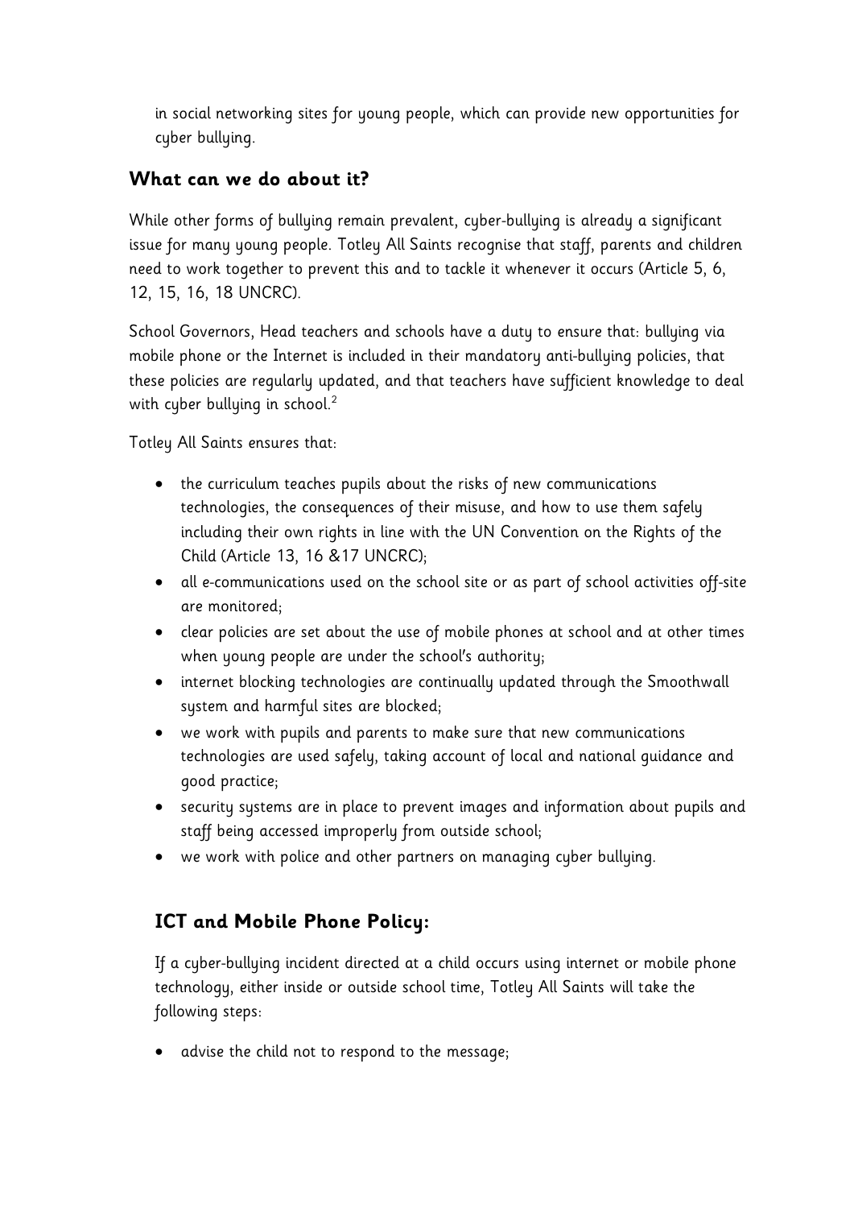in social networking sites for young people, which can provide new opportunities for cyber bullying.

## What can we do about it?

While other forms of bullying remain prevalent, cyber-bullying is already a significant issue for many young people. Totley All Saints recognise that staff, parents and children need to work together to prevent this and to tackle it whenever it occurs (Article 5, 6, 12, 15, 16, 18 UNCRC).

School Governors, Head teachers and schools have a duty to ensure that: bullying via mobile phone or the Internet is included in their mandatory anti-bullying policies, that these policies are regularly updated, and that teachers have sufficient knowledge to deal with cyber bullying in school.[2]

Totley All Saints ensures that:

- the curriculum teaches pupils about the risks of new communications technologies, the consequences of their misuse, and how to use them safely including their own rights in line with the UN Convention on the Rights of the Child (Article 13, 16 &17 UNCRC);
- all e-communications used on the school site or as part of school activities off-site are monitored;
- clear policies are set about the use of mobile phones at school and at other times when young people are under the school's authority;
- internet blocking technologies are continually updated through the Smoothwall system and harmful sites are blocked;
- we work with pupils and parents to make sure that new communications technologies are used safely, taking account of local and national guidance and good practice;
- security systems are in place to prevent images and information about pupils and staff being accessed improperly from outside school;
- we work with police and other partners on managing cyber bullying.

## ICT and Mobile Phone Policy:

If a cyber-bullying incident directed at a child occurs using internet or mobile phone technology, either inside or outside school time, Totley All Saints will take the following steps:

- advise the child not to respond to the message;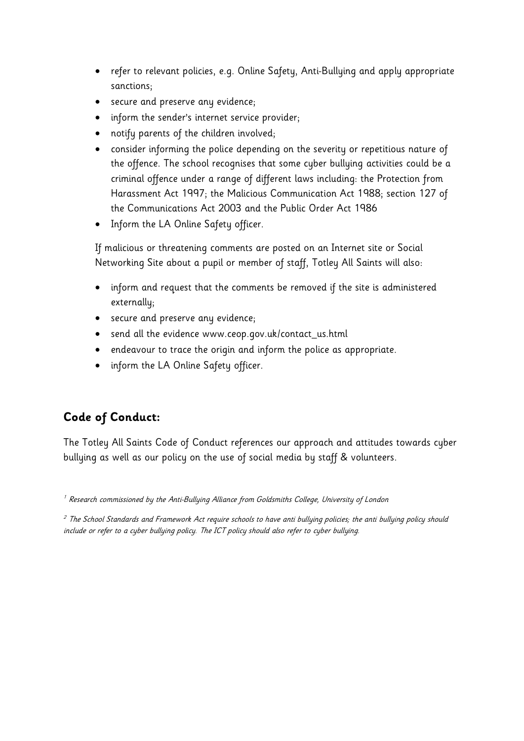- refer to relevant policies, e.g. Online Safety, Anti-Bullying and apply appropriate sanctions;
- secure and preserve any evidence;
- inform the sender's internet service provider;
- notify parents of the children involved;
- consider informing the police depending on the severity or repetitious nature of the offence. The school recognises that some cyber bullying activities could be a criminal offence under a range of different laws including: the Protection from Harassment Act 1997; the Malicious Communication Act 1988; section 127 of the Communications Act 2003 and the Public Order Act 1986
- Inform the LA Online Safety officer.

If malicious or threatening comments are posted on an Internet site or Social Networking Site about a pupil or member of staff, Totley All Saints will also:

- inform and request that the comments be removed if the site is administered externally;
- secure and preserve any evidence;
- send all the evidence www.ceop.gov.uk/contact_us.html
- endeavour to trace the origin and inform the police as appropriate.
- inform the LA Online Safety officer.

## Code of Conduct:

The Totley All Saints Code of Conduct references our approach and attitudes towards cyber bullying as well as our policy on the use of social media by staff & volunteers.

[1] *Research commissioned by the Anti-Bullying Alliance from Goldsmiths College, University of London*

[2] *The School Standards and Framework Act require schools to have anti bullying policies; the anti bullying policy should include or refer to a cyber bullying policy. The ICT policy should also refer to cyber bullying.*